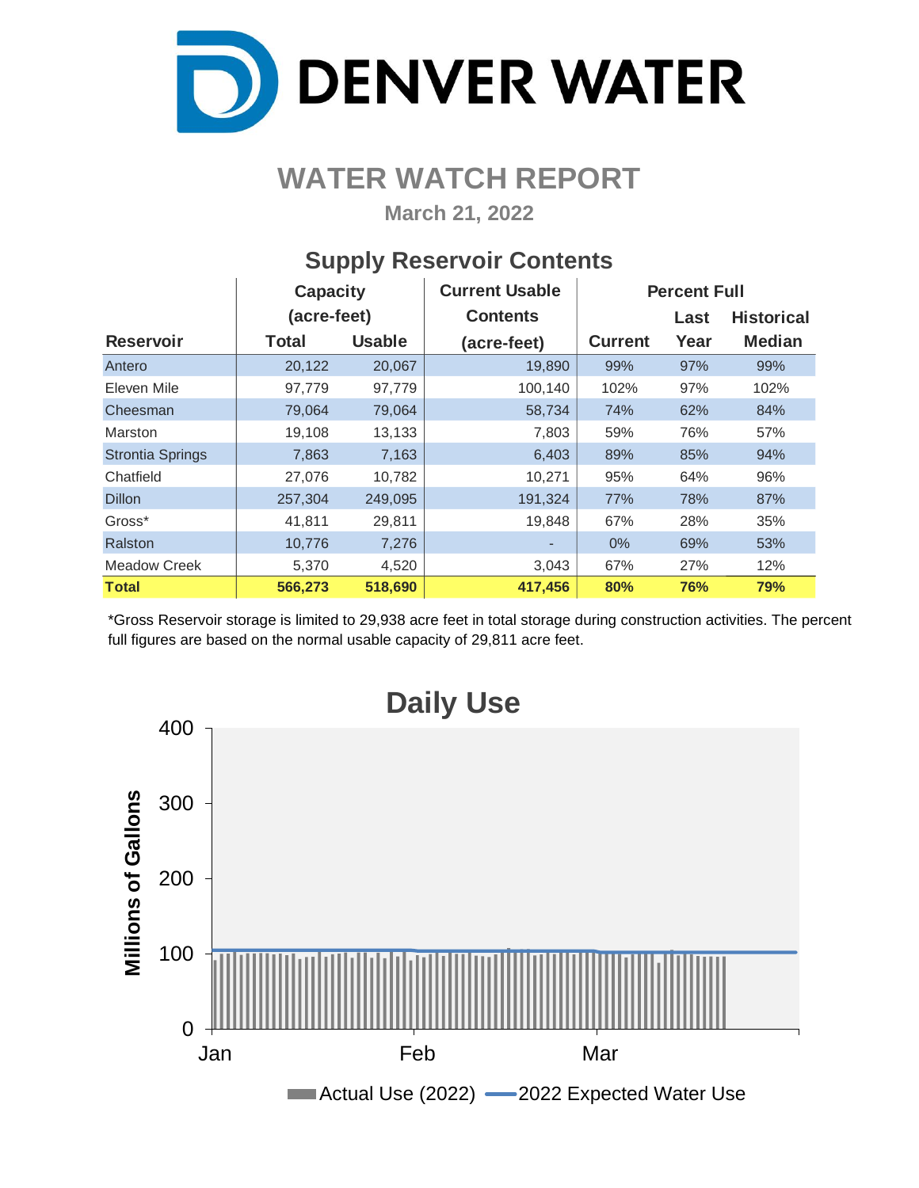# DENVER WATER

## WATER WATCH REPORT

**March 21, 2022**

### Supply Reservoir Contents

| Reservoir | Capacity (acre-feet) Total | Capacity (acre-feet) Usable | Current Usable Contents (acre-feet) | Percent Full Current | Percent Full Last Year | Percent Full Historical Median |
|---|---|---|---|---|---|---|
| Antero | 20,122 | 20,067 | 19,890 | 99% | 97% | 99% |
| Eleven Mile | 97,779 | 97,779 | 100,140 | 102% | 97% | 102% |
| Cheesman | 79,064 | 79,064 | 58,734 | 74% | 62% | 84% |
| Marston | 19,108 | 13,133 | 7,803 | 59% | 76% | 57% |
| Strontia Springs | 7,863 | 7,163 | 6,403 | 89% | 85% | 94% |
| Chatfield | 27,076 | 10,782 | 10,271 | 95% | 64% | 96% |
| Dillon | 257,304 | 249,095 | 191,324 | 77% | 78% | 87% |
| Gross* | 41,811 | 29,811 | 19,848 | 67% | 28% | 35% |
| Ralston | 10,776 | 7,276 | - | 0% | 69% | 53% |
| Meadow Creek | 5,370 | 4,520 | 3,043 | 67% | 27% | 12% |
| **Total** | **566,273** | **518,690** | **417,456** | **80%** | **76%** | **79%** |

*Gross Reservoir storage is limited to 29,938 acre feet in total storage during construction activities. The percent full figures are based on the normal usable capacity of 29,811 acre feet.

### Daily Use

Millions of Gallons (0–400); Jan, Feb, Mar

Actual Use (2022) — 2022 Expected Water Use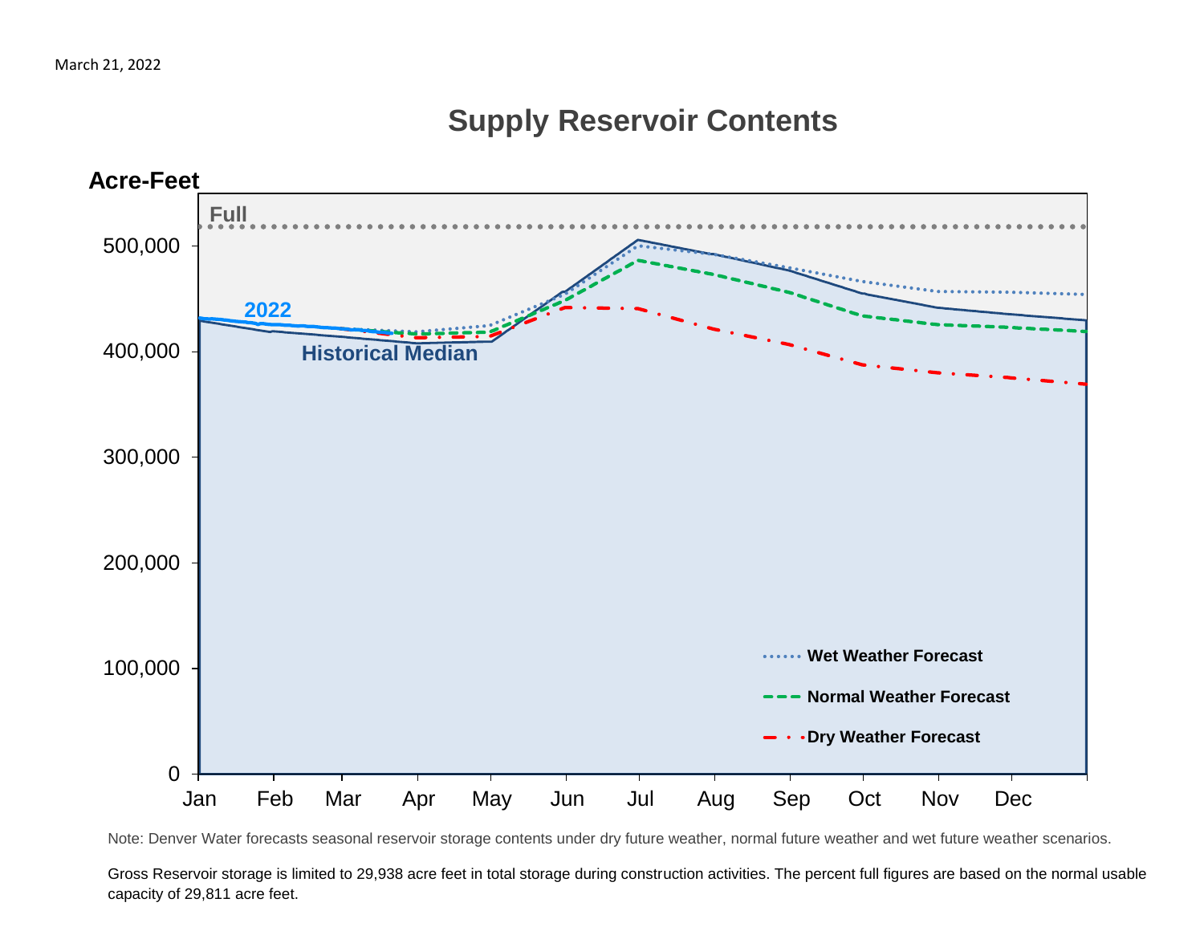March 21, 2022

## Supply Reservoir Contents

Note: Denver Water forecasts seasonal reservoir storage contents under dry future weather, normal future weather and wet future weather scenarios.

Gross Reservoir storage is limited to 29,938 acre feet in total storage during construction activities. The percent full figures are based on the normal usable capacity of 29,811 acre feet.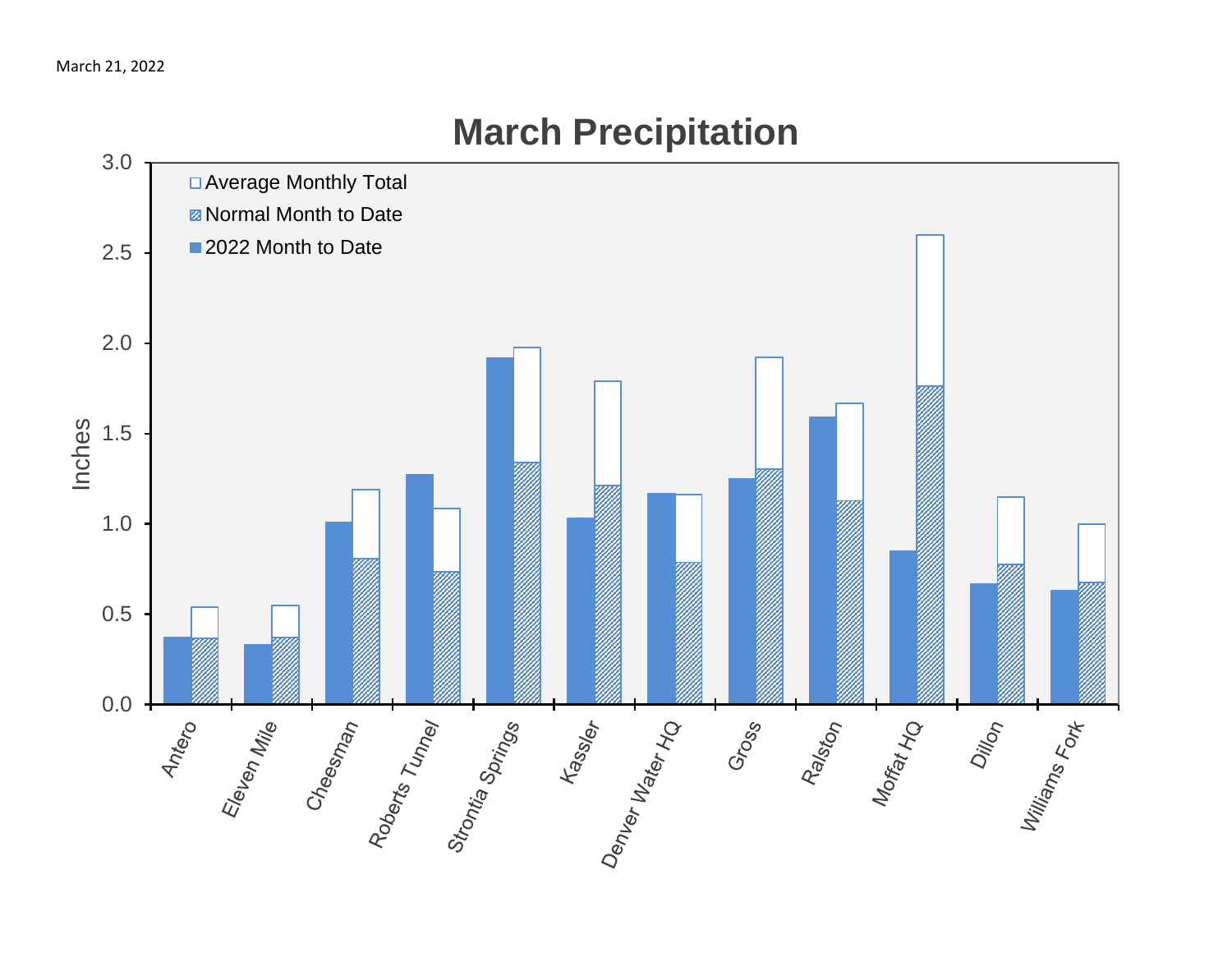March 21, 2022

# March Precipitation

Inches

- Average Monthly Total
- Normal Month to Date
- 2022 Month to Date

Antero, Eleven Mile, Cheesman, Roberts Tunnel, Strontia Springs, Kassler, Denver Water HQ, Gross, Ralston, Moffat HQ, Dillon, Williams Fork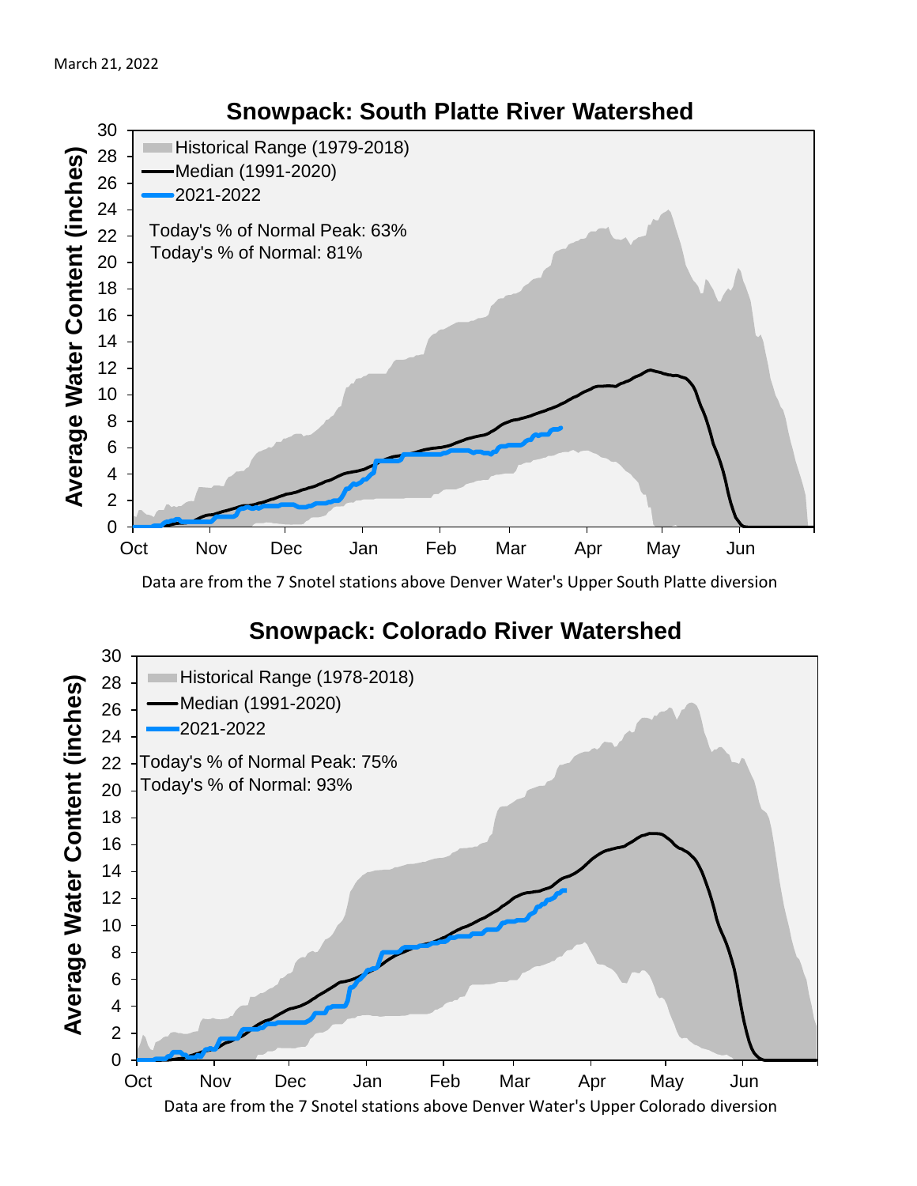March 21, 2022

## Snowpack: South Platte River Watershed

- Historical Range (1979-2018)
- Median (1991-2020)
- 2021-2022

Today's % of Normal Peak: 63%

Today's % of Normal: 81%

Average Water Content (inches)

Data are from the 7 Snotel stations above Denver Water's Upper South Platte diversion

## Snowpack: Colorado River Watershed

- Historical Range (1978-2018)
- Median (1991-2020)
- 2021-2022

Today's % of Normal Peak: 75%

Today's % of Normal: 93%

Average Water Content (inches)

Data are from the 7 Snotel stations above Denver Water's Upper Colorado diversion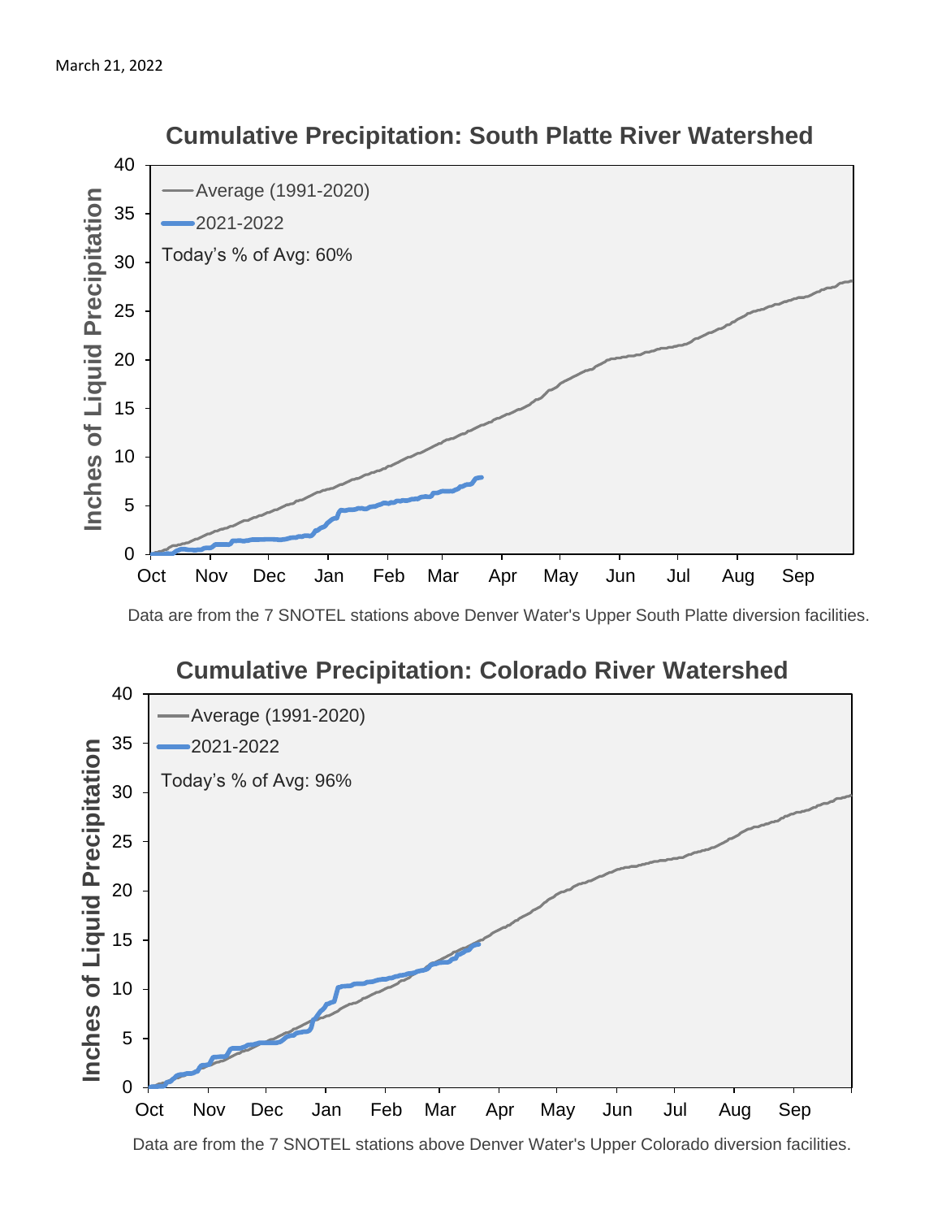March 21, 2022

## Cumulative Precipitation: South Platte River Watershed

Average (1991-2020)

2021-2022

Today's % of Avg: 60%

Data are from the 7 SNOTEL stations above Denver Water's Upper South Platte diversion facilities.

## Cumulative Precipitation: Colorado River Watershed

Average (1991-2020)

2021-2022

Today's % of Avg: 96%

Data are from the 7 SNOTEL stations above Denver Water's Upper Colorado diversion facilities.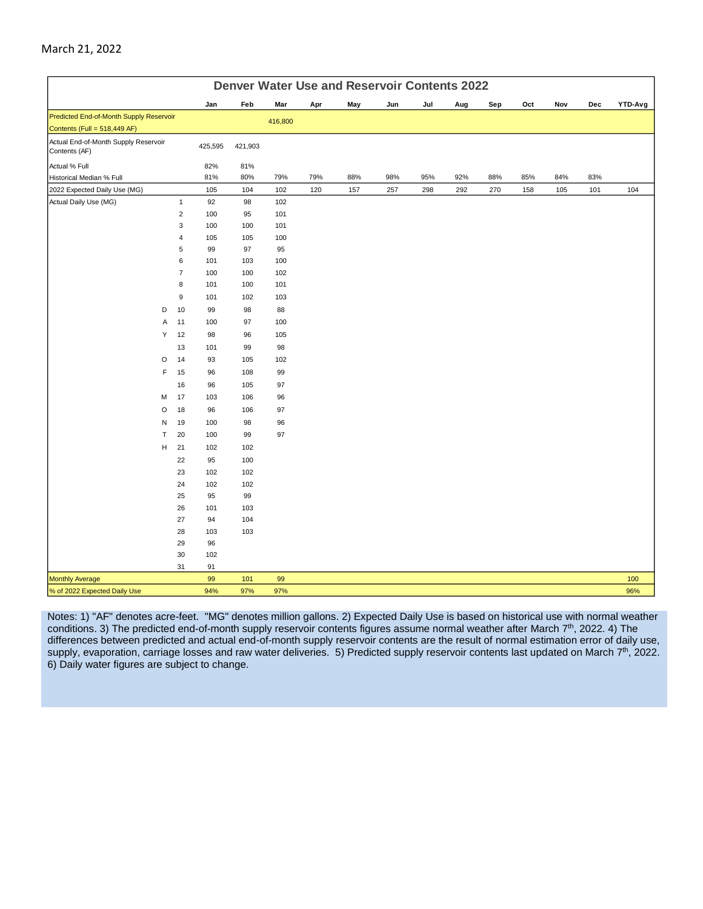March 21, 2022

## Denver Water Use and Reservoir Contents 2022

| | | Jan | Feb | Mar | Apr | May | Jun | Jul | Aug | Sep | Oct | Nov | Dec | YTD-Avg |
|---|---|---|---|---|---|---|---|---|---|---|---|---|---|---|
| Predicted End-of-Month Supply Reservoir Contents (Full = 518,449 AF) | | | | 416,800 | | | | | | | | | | |
| Actual End-of-Month Supply Reservoir Contents (AF) | | 425,595 | 421,903 | | | | | | | | | | | |
| Actual % Full | | 82% | 81% | | | | | | | | | | | |
| Historical Median % Full | | 81% | 80% | 79% | 79% | 88% | 98% | 95% | 92% | 88% | 85% | 84% | 83% | |
| 2022 Expected Daily Use (MG) | | 105 | 104 | 102 | 120 | 157 | 257 | 298 | 292 | 270 | 158 | 105 | 101 | 104 |
| Actual Daily Use (MG) | 1 | 92 | 98 | 102 | | | | | | | | | | |
| | 2 | 100 | 95 | 101 | | | | | | | | | | |
| | 3 | 100 | 100 | 101 | | | | | | | | | | |
| | 4 | 105 | 105 | 100 | | | | | | | | | | |
| | 5 | 99 | 97 | 95 | | | | | | | | | | |
| | 6 | 101 | 103 | 100 | | | | | | | | | | |
| | 7 | 100 | 100 | 102 | | | | | | | | | | |
| | 8 | 101 | 100 | 101 | | | | | | | | | | |
| | 9 | 101 | 102 | 103 | | | | | | | | | | |
| D | 10 | 99 | 98 | 88 | | | | | | | | | | |
| A | 11 | 100 | 97 | 100 | | | | | | | | | | |
| Y | 12 | 98 | 96 | 105 | | | | | | | | | | |
| | 13 | 101 | 99 | 98 | | | | | | | | | | |
| O | 14 | 93 | 105 | 102 | | | | | | | | | | |
| F | 15 | 96 | 108 | 99 | | | | | | | | | | |
| | 16 | 96 | 105 | 97 | | | | | | | | | | |
| M | 17 | 103 | 106 | 96 | | | | | | | | | | |
| O | 18 | 96 | 106 | 97 | | | | | | | | | | |
| N | 19 | 100 | 98 | 96 | | | | | | | | | | |
| T | 20 | 100 | 99 | 97 | | | | | | | | | | |
| H | 21 | 102 | 102 | | | | | | | | | | | |
| | 22 | 95 | 100 | | | | | | | | | | | |
| | 23 | 102 | 102 | | | | | | | | | | | |
| | 24 | 102 | 102 | | | | | | | | | | | |
| | 25 | 95 | 99 | | | | | | | | | | | |
| | 26 | 101 | 103 | | | | | | | | | | | |
| | 27 | 94 | 104 | | | | | | | | | | | |
| | 28 | 103 | 103 | | | | | | | | | | | |
| | 29 | 96 | | | | | | | | | | | | |
| | 30 | 102 | | | | | | | | | | | | |
| | 31 | 91 | | | | | | | | | | | | |
| Monthly Average | | 99 | 101 | 99 | | | | | | | | | | 100 |
| % of 2022 Expected Daily Use | | 94% | 97% | 97% | | | | | | | | | | 96% |

Notes: 1) "AF" denotes acre-feet. "MG" denotes million gallons. 2) Expected Daily Use is based on historical use with normal weather conditions. 3) The predicted end-of-month supply reservoir contents figures assume normal weather after March 7th, 2022. 4) The differences between predicted and actual end-of-month supply reservoir contents are the result of normal estimation error of daily use, supply, evaporation, carriage losses and raw water deliveries. 5) Predicted supply reservoir contents last updated on March 7th, 2022. 6) Daily water figures are subject to change.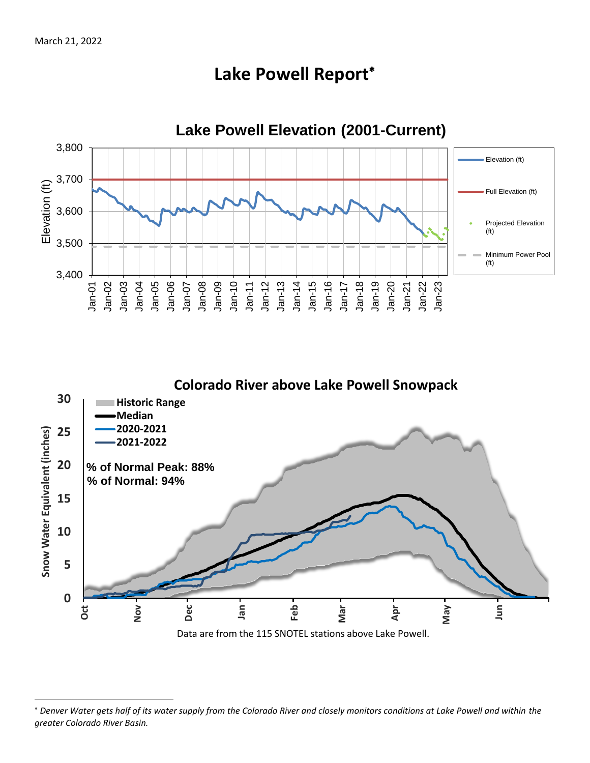March 21, 2022

# Lake Powell Report*

## Lake Powell Elevation (2001-Current)

Elevation (ft)

3,800
3,700
3,600
3,500
3,400

Jan-01 Jan-02 Jan-03 Jan-04 Jan-05 Jan-06 Jan-07 Jan-08 Jan-09 Jan-10 Jan-11 Jan-12 Jan-13 Jan-14 Jan-15 Jan-16 Jan-17 Jan-18 Jan-19 Jan-20 Jan-21 Jan-22 Jan-23

Elevation (ft)
Full Elevation (ft)
Projected Elevation (ft)
Minimum Power Pool (ft)

## Colorado River above Lake Powell Snowpack

Snow Water Equivalent (inches)

30
25
20
15
10
5
0

Oct Nov Dec Jan Feb Mar Apr May Jun

Historic Range
Median
2020-2021
2021-2022

**% of Normal Peak: 88%**
**% of Normal: 94%**

Data are from the 115 SNOTEL stations above Lake Powell.

---

* *Denver Water gets half of its water supply from the Colorado River and closely monitors conditions at Lake Powell and within the greater Colorado River Basin.*